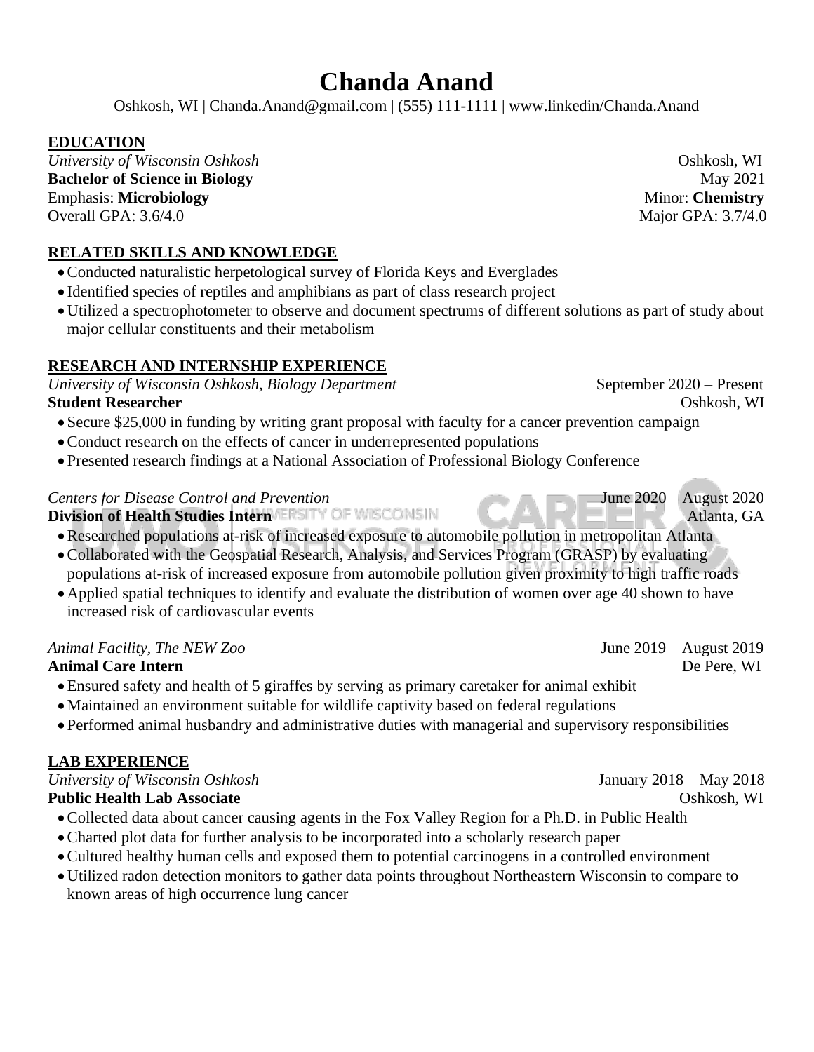# Chanda Anand

Oshkosh, WI | Chanda.Anand@gmail.com | (555) 111-1111 | www.linkedin/Chanda.Anand

## EDUCATION

*University of Wisconsin Oshkosh* — Oshkosh, WI
**Bachelor of Science in Biology** — May 2021
Emphasis: **Microbiology** — Minor: **Chemistry**
Overall GPA: 3.6/4.0 — Major GPA: 3.7/4.0

## RELATED SKILLS AND KNOWLEDGE

- Conducted naturalistic herpetological survey of Florida Keys and Everglades
- Identified species of reptiles and amphibians as part of class research project
- Utilized a spectrophotometer to observe and document spectrums of different solutions as part of study about major cellular constituents and their metabolism

## RESEARCH AND INTERNSHIP EXPERIENCE

*University of Wisconsin Oshkosh, Biology Department* — September 2020 – Present
**Student Researcher** — Oshkosh, WI

- Secure $25,000 in funding by writing grant proposal with faculty for a cancer prevention campaign
- Conduct research on the effects of cancer in underrepresented populations
- Presented research findings at a National Association of Professional Biology Conference

*Centers for Disease Control and Prevention* — June 2020 – August 2020
**Division of Health Studies Intern** — Atlanta, GA

- Researched populations at-risk of increased exposure to automobile pollution in metropolitan Atlanta
- Collaborated with the Geospatial Research, Analysis, and Services Program (GRASP) by evaluating populations at-risk of increased exposure from automobile pollution given proximity to high traffic roads
- Applied spatial techniques to identify and evaluate the distribution of women over age 40 shown to have increased risk of cardiovascular events

*Animal Facility, The NEW Zoo* — June 2019 – August 2019
**Animal Care Intern** — De Pere, WI

- Ensured safety and health of 5 giraffes by serving as primary caretaker for animal exhibit
- Maintained an environment suitable for wildlife captivity based on federal regulations
- Performed animal husbandry and administrative duties with managerial and supervisory responsibilities

## LAB EXPERIENCE

*University of Wisconsin Oshkosh* — January 2018 – May 2018
**Public Health Lab Associate** — Oshkosh, WI

- Collected data about cancer causing agents in the Fox Valley Region for a Ph.D. in Public Health
- Charted plot data for further analysis to be incorporated into a scholarly research paper
- Cultured healthy human cells and exposed them to potential carcinogens in a controlled environment
- Utilized radon detection monitors to gather data points throughout Northeastern Wisconsin to compare to known areas of high occurrence lung cancer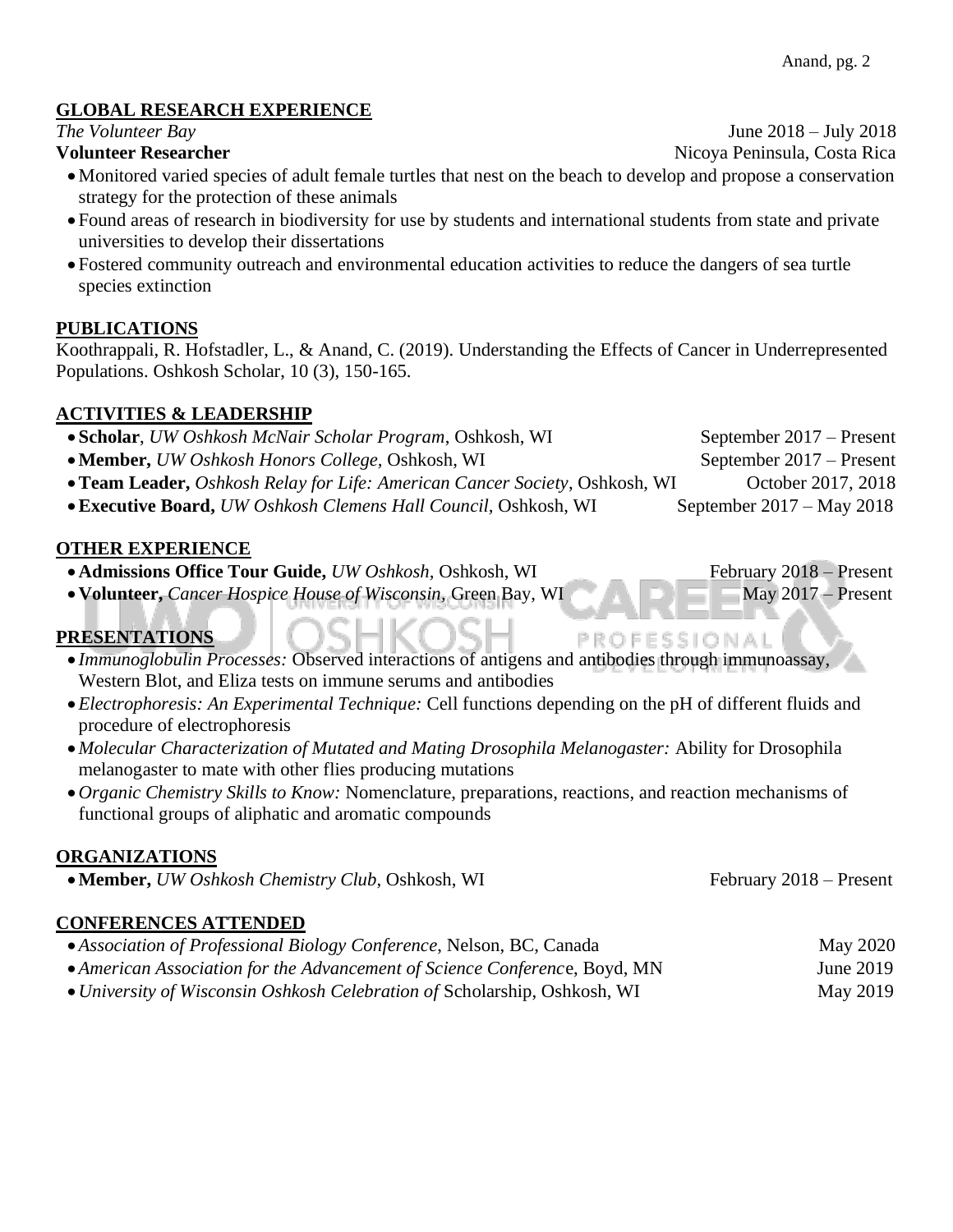## GLOBAL RESEARCH EXPERIENCE

*The Volunteer Bay* June 2018 – July 2018
**Volunteer Researcher** Nicoya Peninsula, Costa Rica

- Monitored varied species of adult female turtles that nest on the beach to develop and propose a conservation strategy for the protection of these animals
- Found areas of research in biodiversity for use by students and international students from state and private universities to develop their dissertations
- Fostered community outreach and environmental education activities to reduce the dangers of sea turtle species extinction

## PUBLICATIONS

Koothrappali, R. Hofstadler, L., & Anand, C. (2019). Understanding the Effects of Cancer in Underrepresented Populations. Oshkosh Scholar, 10 (3), 150-165.

## ACTIVITIES & LEADERSHIP

- **Scholar**, *UW Oshkosh McNair Scholar Program*, Oshkosh, WI September 2017 – Present
- **Member,** *UW Oshkosh Honors College,* Oshkosh, WI September 2017 – Present
- **Team Leader,** *Oshkosh Relay for Life: American Cancer Society*, Oshkosh, WI October 2017, 2018
- **Executive Board,** *UW Oshkosh Clemens Hall Council*, Oshkosh, WI September 2017 – May 2018

## OTHER EXPERIENCE

- **Admissions Office Tour Guide,** *UW Oshkosh,* Oshkosh, WI February 2018 – Present
- **Volunteer,** *Cancer Hospice House of Wisconsin*, Green Bay, WI May 2017 – Present

## PRESENTATIONS

- *Immunoglobulin Processes:* Observed interactions of antigens and antibodies through immunoassay, Western Blot, and Eliza tests on immune serums and antibodies
- *Electrophoresis: An Experimental Technique:* Cell functions depending on the pH of different fluids and procedure of electrophoresis
- *Molecular Characterization of Mutated and Mating Drosophila Melanogaster:* Ability for Drosophila melanogaster to mate with other flies producing mutations
- *Organic Chemistry Skills to Know:* Nomenclature, preparations, reactions, and reaction mechanisms of functional groups of aliphatic and aromatic compounds

## ORGANIZATIONS

- **Member,** *UW Oshkosh Chemistry Club*, Oshkosh, WI February 2018 – Present

## CONFERENCES ATTENDED

- *Association of Professional Biology Conference*, Nelson, BC, Canada May 2020
- *American Association for the Advancement of Science Conferenc*e, Boyd, MN June 2019
- *University of Wisconsin Oshkosh Celebration of* Scholarship, Oshkosh, WI May 2019